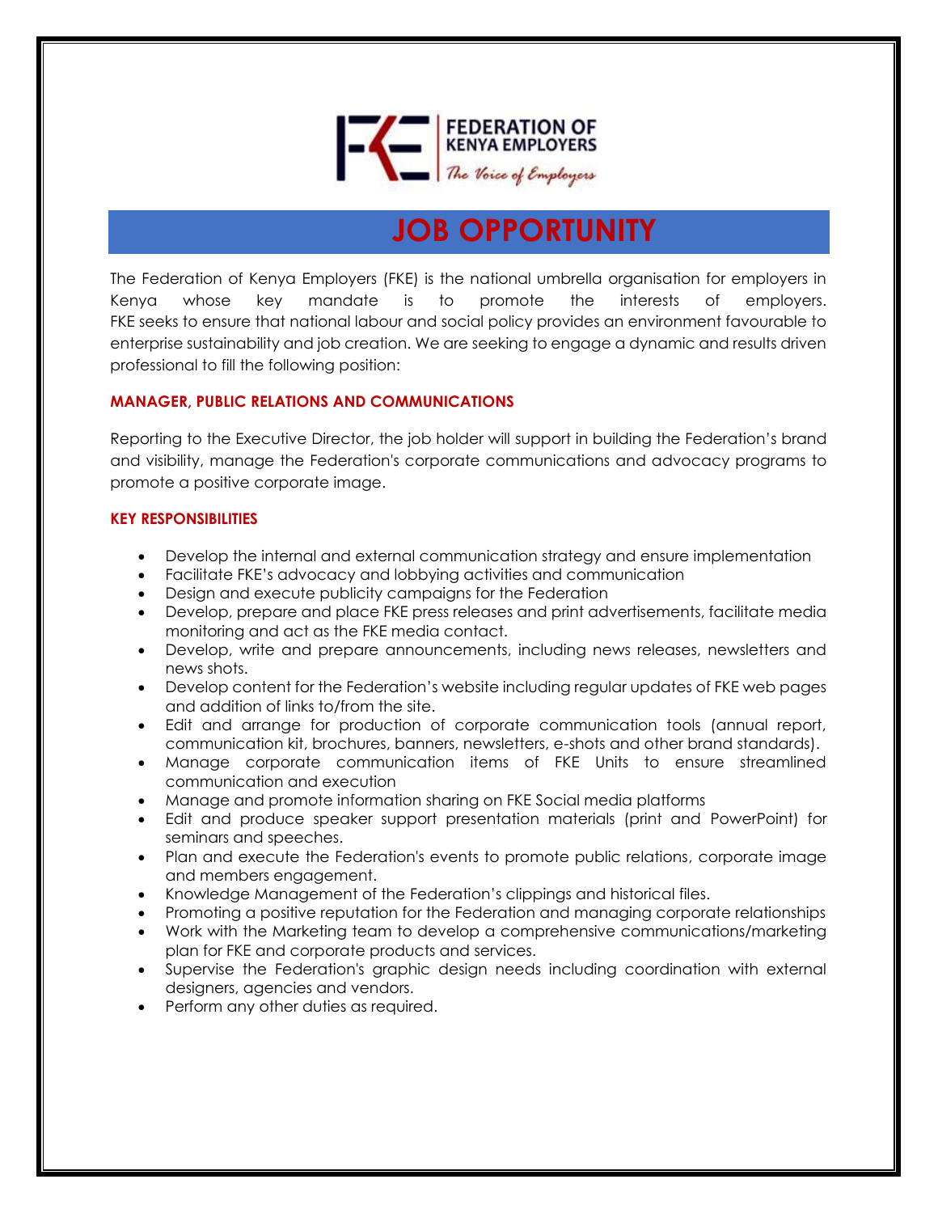FEDERATION OF KENYA EMPLOYERS

*The Voice of Employers*

# JOB OPPORTUNITY

The Federation of Kenya Employers (FKE) is the national umbrella organisation for employers in Kenya whose key mandate is to promote the interests of employers. FKE seeks to ensure that national labour and social policy provides an environment favourable to enterprise sustainability and job creation. We are seeking to engage a dynamic and results driven professional to fill the following position:

## MANAGER, PUBLIC RELATIONS AND COMMUNICATIONS

Reporting to the Executive Director, the job holder will support in building the Federation's brand and visibility, manage the Federation's corporate communications and advocacy programs to promote a positive corporate image.

## KEY RESPONSIBILITIES

- Develop the internal and external communication strategy and ensure implementation
- Facilitate FKE's advocacy and lobbying activities and communication
- Design and execute publicity campaigns for the Federation
- Develop, prepare and place FKE press releases and print advertisements, facilitate media monitoring and act as the FKE media contact.
- Develop, write and prepare announcements, including news releases, newsletters and news shots.
- Develop content for the Federation's website including regular updates of FKE web pages and addition of links to/from the site.
- Edit and arrange for production of corporate communication tools (annual report, communication kit, brochures, banners, newsletters, e-shots and other brand standards).
- Manage corporate communication items of FKE Units to ensure streamlined communication and execution
- Manage and promote information sharing on FKE Social media platforms
- Edit and produce speaker support presentation materials (print and PowerPoint) for seminars and speeches.
- Plan and execute the Federation's events to promote public relations, corporate image and members engagement.
- Knowledge Management of the Federation's clippings and historical files.
- Promoting a positive reputation for the Federation and managing corporate relationships
- Work with the Marketing team to develop a comprehensive communications/marketing plan for FKE and corporate products and services.
- Supervise the Federation's graphic design needs including coordination with external designers, agencies and vendors.
- Perform any other duties as required.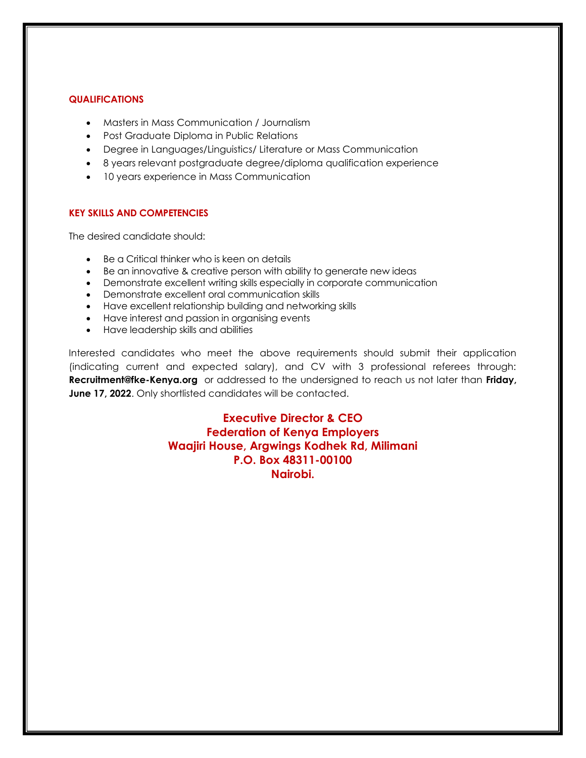## QUALIFICATIONS

- Masters in Mass Communication / Journalism
- Post Graduate Diploma in Public Relations
- Degree in Languages/Linguistics/ Literature or Mass Communication
- 8 years relevant postgraduate degree/diploma qualification experience
- 10 years experience in Mass Communication

## KEY SKILLS AND COMPETENCIES

The desired candidate should:

- Be a Critical thinker who is keen on details
- Be an innovative & creative person with ability to generate new ideas
- Demonstrate excellent writing skills especially in corporate communication
- Demonstrate excellent oral communication skills
- Have excellent relationship building and networking skills
- Have interest and passion in organising events
- Have leadership skills and abilities

Interested candidates who meet the above requirements should submit their application (indicating current and expected salary), and CV with 3 professional referees through: **Recruitment@fke-Kenya.org** or addressed to the undersigned to reach us not later than **Friday, June 17, 2022**. Only shortlisted candidates will be contacted.

**Executive Director & CEO**
**Federation of Kenya Employers**
**Waajiri House, Argwings Kodhek Rd, Milimani**
**P.O. Box 48311-00100**
**Nairobi.**